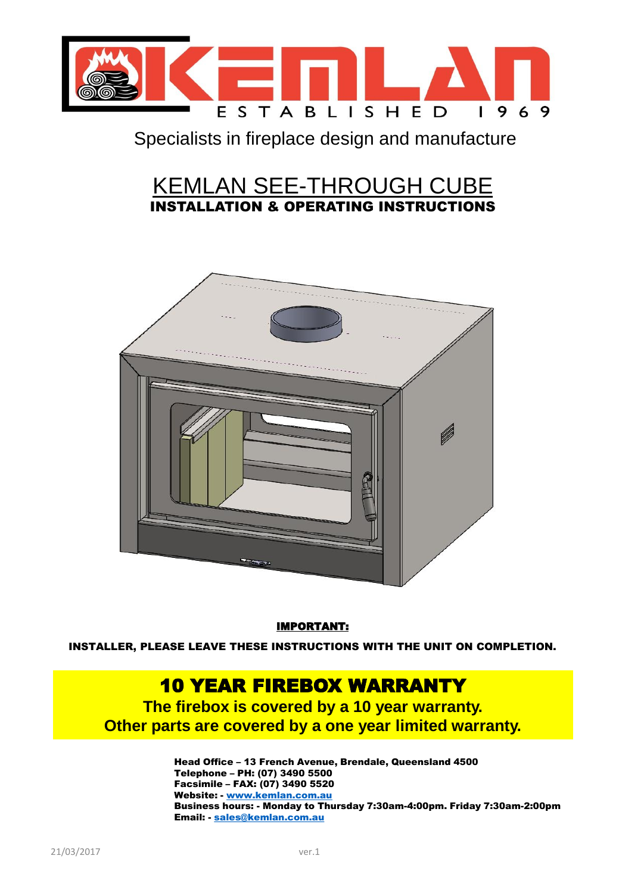KEMLAN

ESTABLISHED 1969

Specialists in fireplace design and manufacture

# KEMLAN SEE-THROUGH CUBE

## INSTALLATION & OPERATING INSTRUCTIONS

**IMPORTANT:**

**INSTALLER, PLEASE LEAVE THESE INSTRUCTIONS WITH THE UNIT ON COMPLETION.**

## 10 YEAR FIREBOX WARRANTY

**The firebox is covered by a 10 year warranty.**
**Other parts are covered by a one year limited warranty.**

**Head Office – 13 French Avenue, Brendale, Queensland 4500**
**Telephone – PH: (07) 3490 5500**
**Facsimile – FAX: (07) 3490 5520**
**Website: - www.kemlan.com.au**
**Business hours: - Monday to Thursday 7:30am-4:00pm. Friday 7:30am-2:00pm**
**Email: - sales@kemlan.com.au**

21/03/2017 ver.1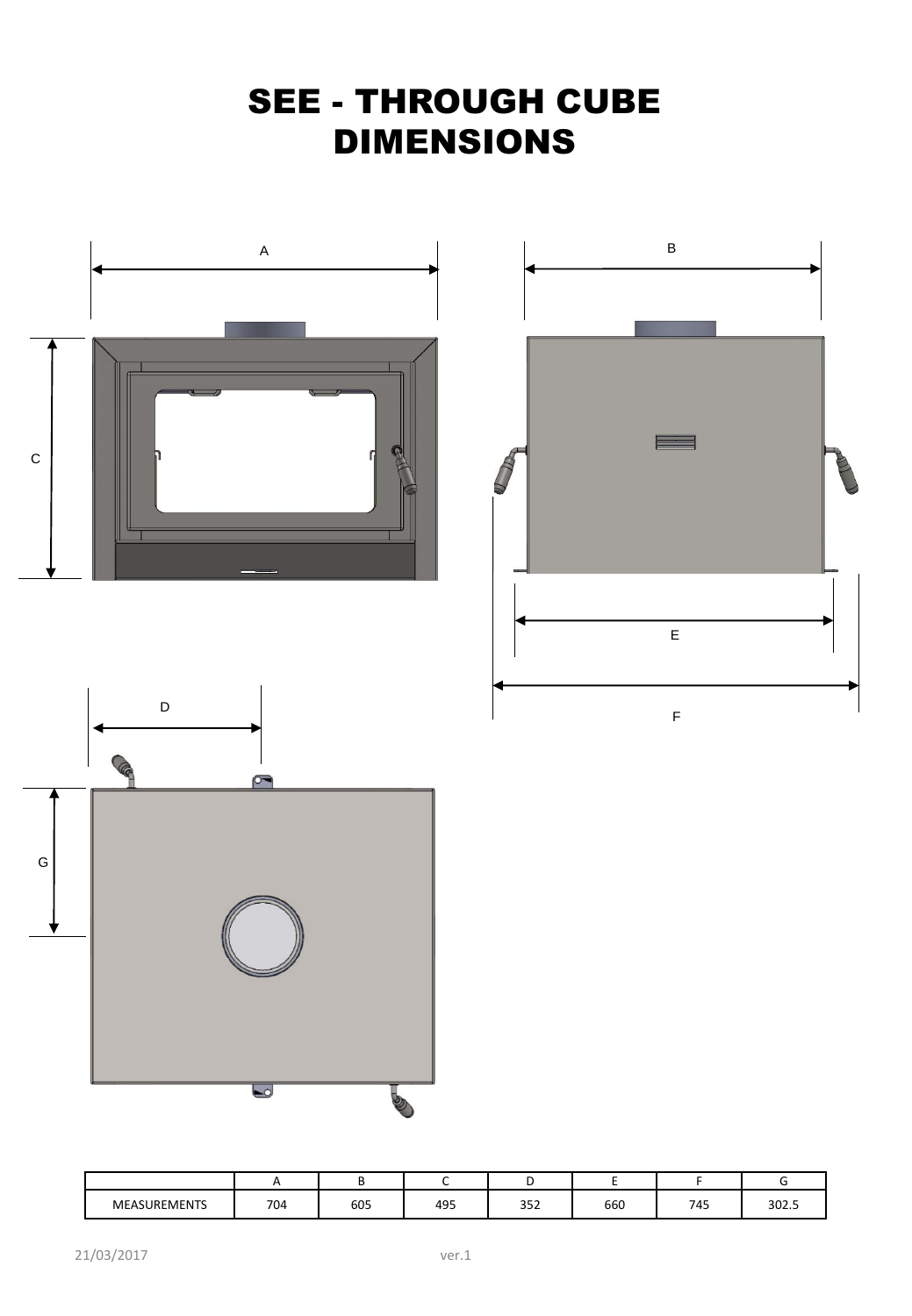# SEE - THROUGH CUBE DIMENSIONS

A

B

C

E

D

F

G

| | A | B | C | D | E | F | G |
|---|---|---|---|---|---|---|---|
| MEASUREMENTS | 704 | 605 | 495 | 352 | 660 | 745 | 302.5 |

21/03/2017 ver.1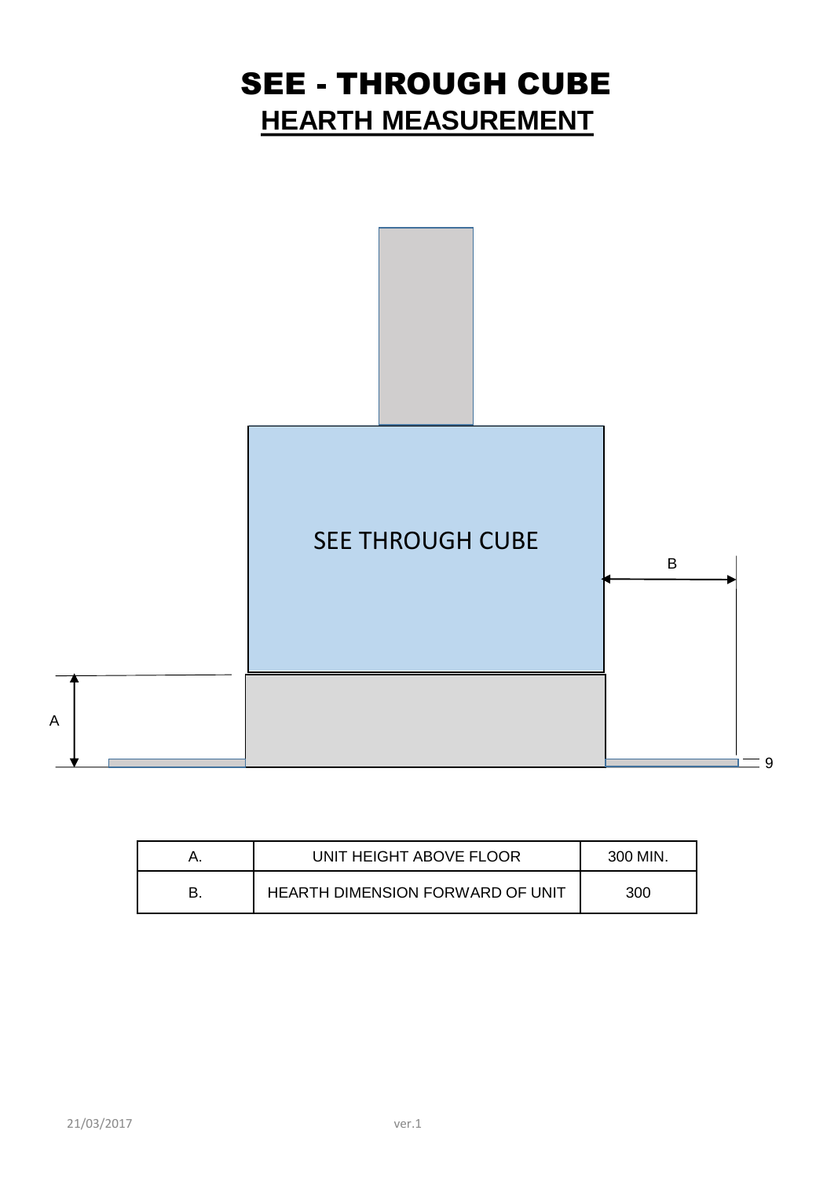# SEE - THROUGH CUBE

## HEARTH MEASUREMENT

SEE THROUGH CUBE

B

A

9

| A. | UNIT HEIGHT ABOVE FLOOR | 300 MIN. |
|---|---|---|
| B. | HEARTH DIMENSION FORWARD OF UNIT | 300 |

21/03/2017 ver.1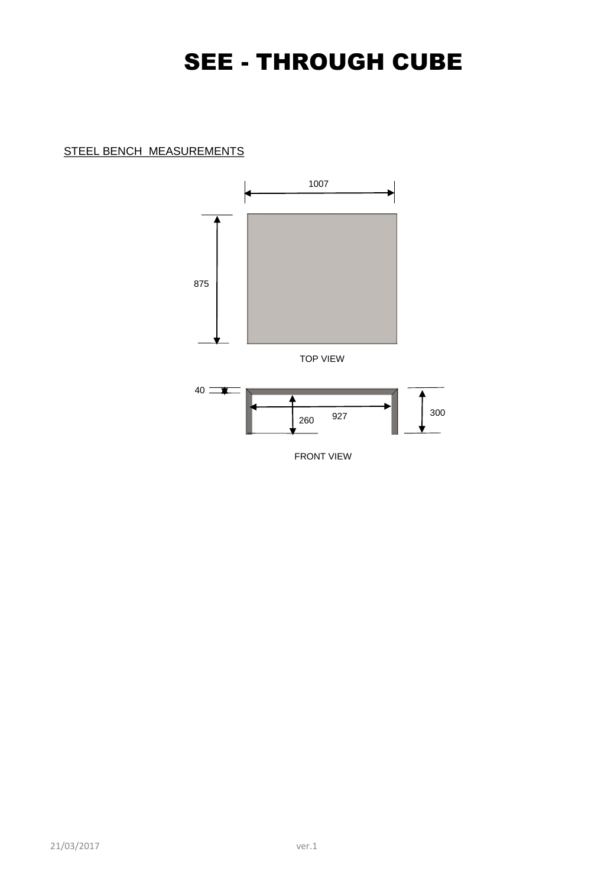# SEE - THROUGH CUBE

STEEL BENCH MEASUREMENTS

1007

875

TOP VIEW

40

927

260

300

FRONT VIEW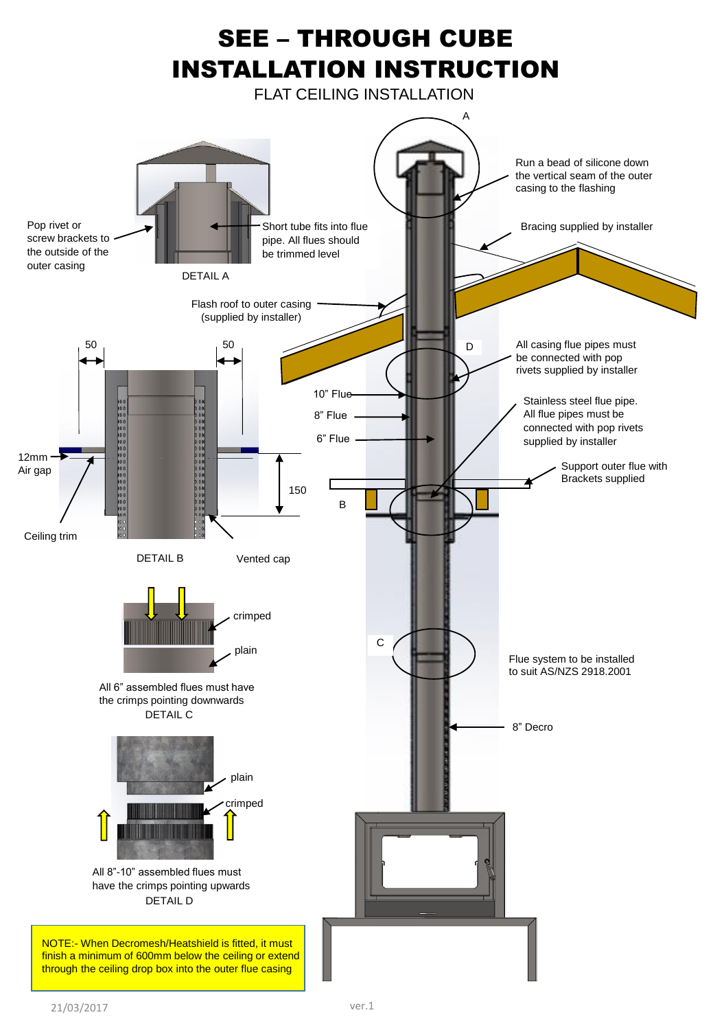# SEE – THROUGH CUBE INSTALLATION INSTRUCTION

FLAT CEILING INSTALLATION

A

Run a bead of silicone down the vertical seam of the outer casing to the flashing

Bracing supplied by installer

Pop rivet or screw brackets to the outside of the outer casing

Short tube fits into flue pipe. All flues should be trimmed level

DETAIL A

Flash roof to outer casing (supplied by installer)

50

50

D

All casing flue pipes must be connected with pop rivets supplied by installer

10" Flue

8" Flue

6" Flue

Stainless steel flue pipe. All flue pipes must be connected with pop rivets supplied by installer

12mm Air gap

Support outer flue with Brackets supplied

150

B

Ceiling trim

DETAIL B

Vented cap

crimped

plain

C

Flue system to be installed to suit AS/NZS 2918.2001

All 6" assembled flues must have the crimps pointing downwards

DETAIL C

8" Decro

plain

crimped

All 8"-10" assembled flues must have the crimps pointing upwards

DETAIL D

NOTE:- When Decromesh/Heatshield is fitted, it must finish a minimum of 600mm below the ceiling or extend through the ceiling drop box into the outer flue casing

21/03/2017

ver.1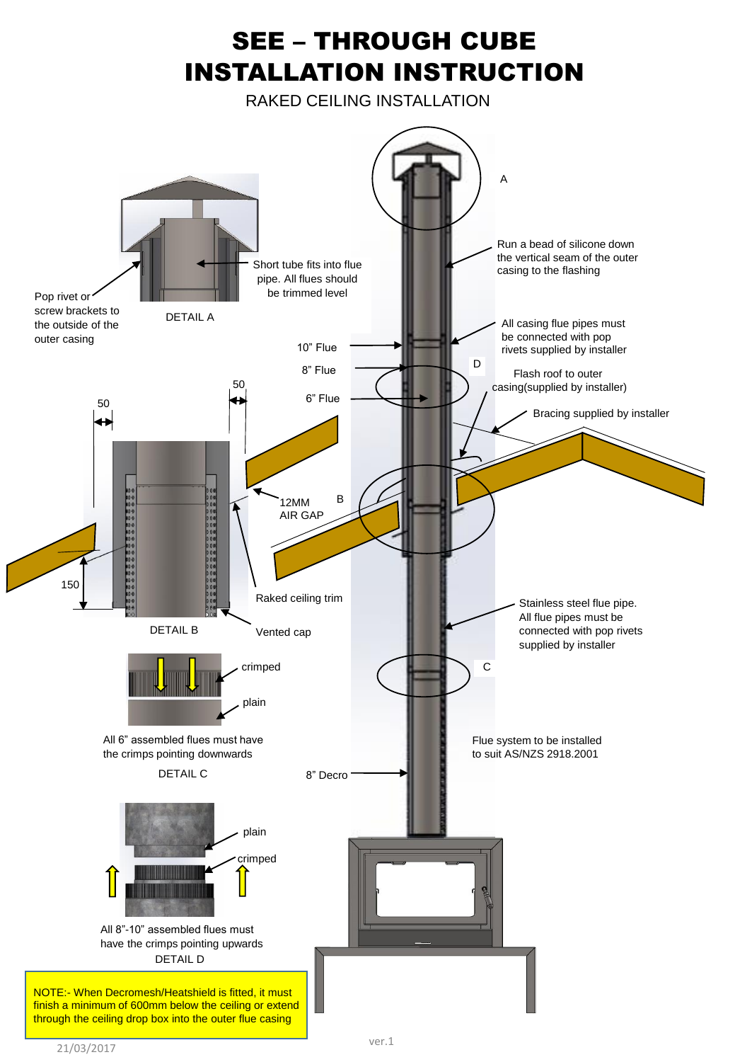# SEE – THROUGH CUBE INSTALLATION INSTRUCTION

RAKED CEILING INSTALLATION

A

Run a bead of silicone down the vertical seam of the outer casing to the flashing

Short tube fits into flue pipe. All flues should be trimmed level

Pop rivet or screw brackets to the outside of the outer casing

DETAIL A

All casing flue pipes must be connected with pop rivets supplied by installer

10" Flue

8" Flue

D

Flash roof to outer casing(supplied by installer)

50

6" Flue

50

Bracing supplied by installer

12MM AIR GAP

B

150

Raked ceiling trim

DETAIL B

Vented cap

Stainless steel flue pipe. All flue pipes must be connected with pop rivets supplied by installer

crimped

C

plain

All 6" assembled flues must have the crimps pointing downwards

Flue system to be installed to suit AS/NZS 2918.2001

DETAIL C

8" Decro

plain

crimped

All 8"-10" assembled flues must have the crimps pointing upwards

DETAIL D

NOTE:- When Decromesh/Heatshield is fitted, it must finish a minimum of 600mm below the ceiling or extend through the ceiling drop box into the outer flue casing

21/03/2017

ver.1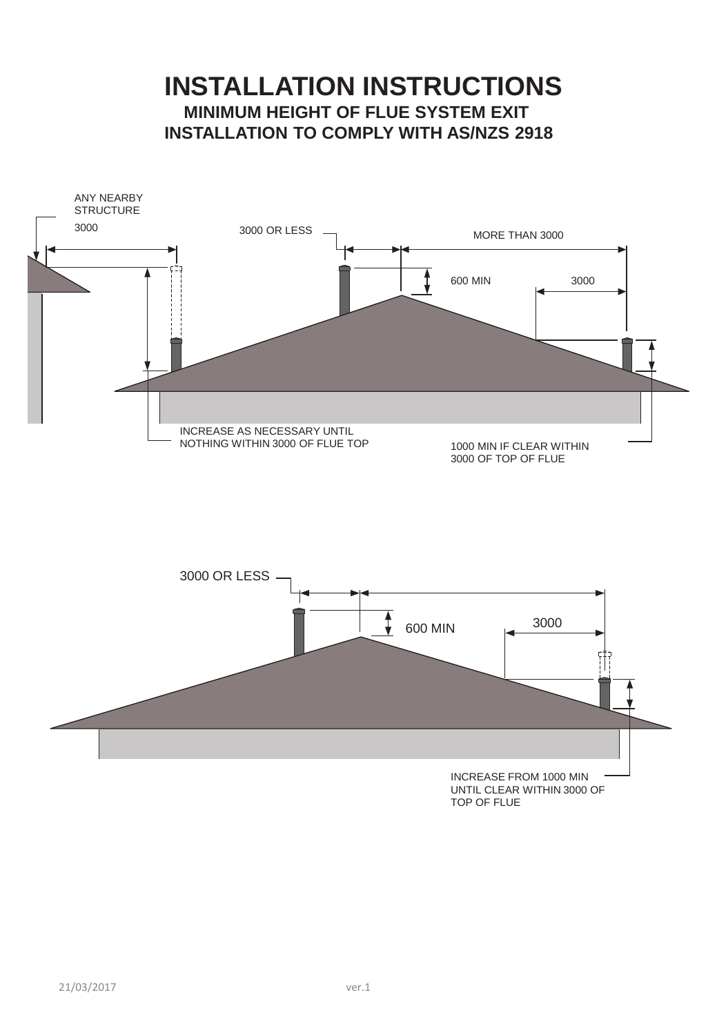# INSTALLATION INSTRUCTIONS

## MINIMUM HEIGHT OF FLUE SYSTEM EXIT
## INSTALLATION TO COMPLY WITH AS/NZS 2918

ANY NEARBY STRUCTURE

3000

3000 OR LESS

MORE THAN 3000

600 MIN

3000

INCREASE AS NECESSARY UNTIL NOTHING WITHIN 3000 OF FLUE TOP

1000 MIN IF CLEAR WITHIN 3000 OF TOP OF FLUE

3000 OR LESS

600 MIN

3000

INCREASE FROM 1000 MIN UNTIL CLEAR WITHIN 3000 OF TOP OF FLUE

21/03/2017 ver.1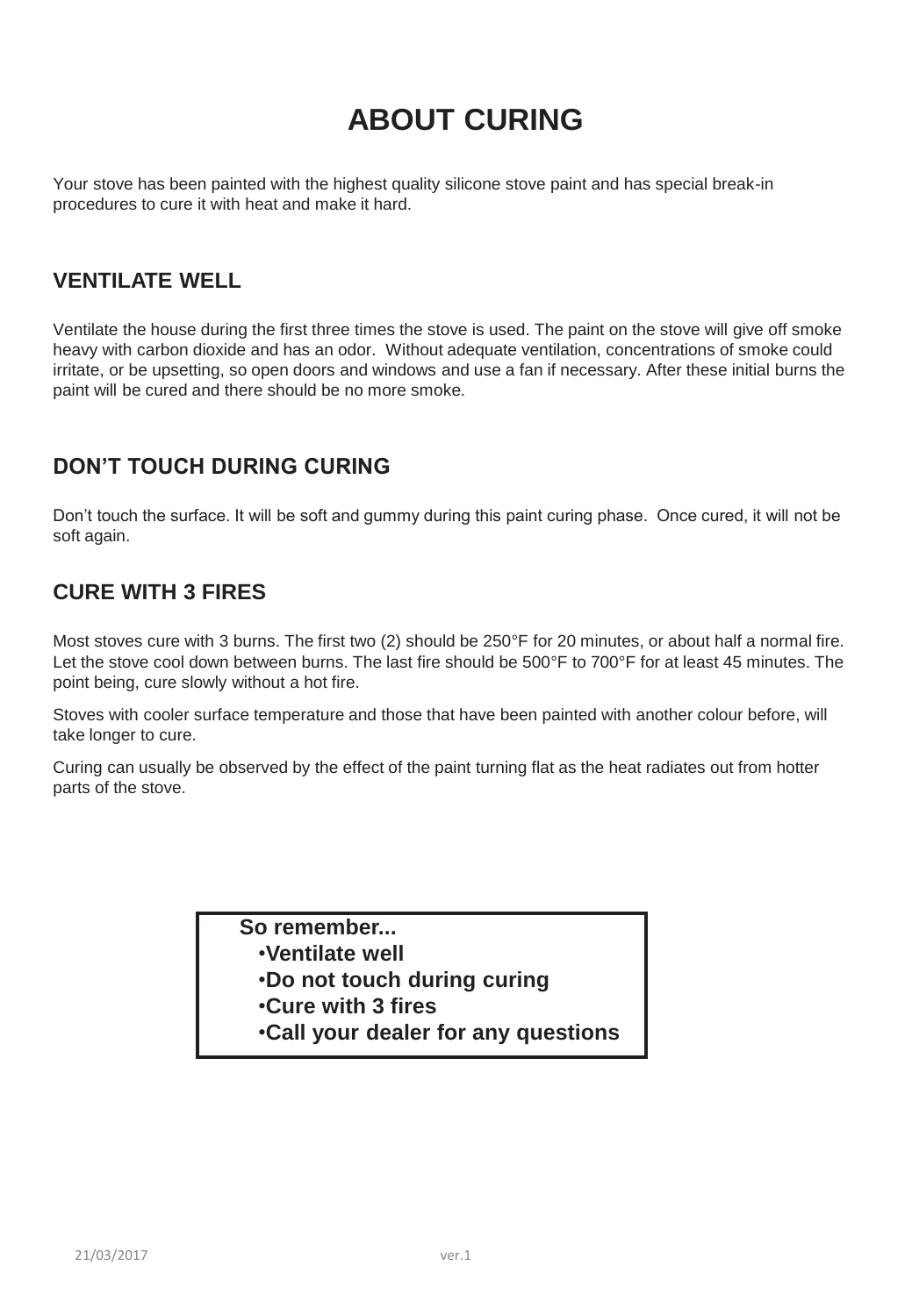# ABOUT CURING

Your stove has been painted with the highest quality silicone stove paint and has special break-in procedures to cure it with heat and make it hard.

## VENTILATE WELL

Ventilate the house during the first three times the stove is used. The paint on the stove will give off smoke heavy with carbon dioxide and has an odor. Without adequate ventilation, concentrations of smoke could irritate, or be upsetting, so open doors and windows and use a fan if necessary. After these initial burns the paint will be cured and there should be no more smoke.

## DON'T TOUCH DURING CURING

Don't touch the surface. It will be soft and gummy during this paint curing phase. Once cured, it will not be soft again.

## CURE WITH 3 FIRES

Most stoves cure with 3 burns. The first two (2) should be 250°F for 20 minutes, or about half a normal fire. Let the stove cool down between burns. The last fire should be 500°F to 700°F for at least 45 minutes. The point being, cure slowly without a hot fire.

Stoves with cooler surface temperature and those that have been painted with another colour before, will take longer to cure.

Curing can usually be observed by the effect of the paint turning flat as the heat radiates out from hotter parts of the stove.

**So remember...**

- **Ventilate well**
- **Do not touch during curing**
- **Cure with 3 fires**
- **Call your dealer for any questions**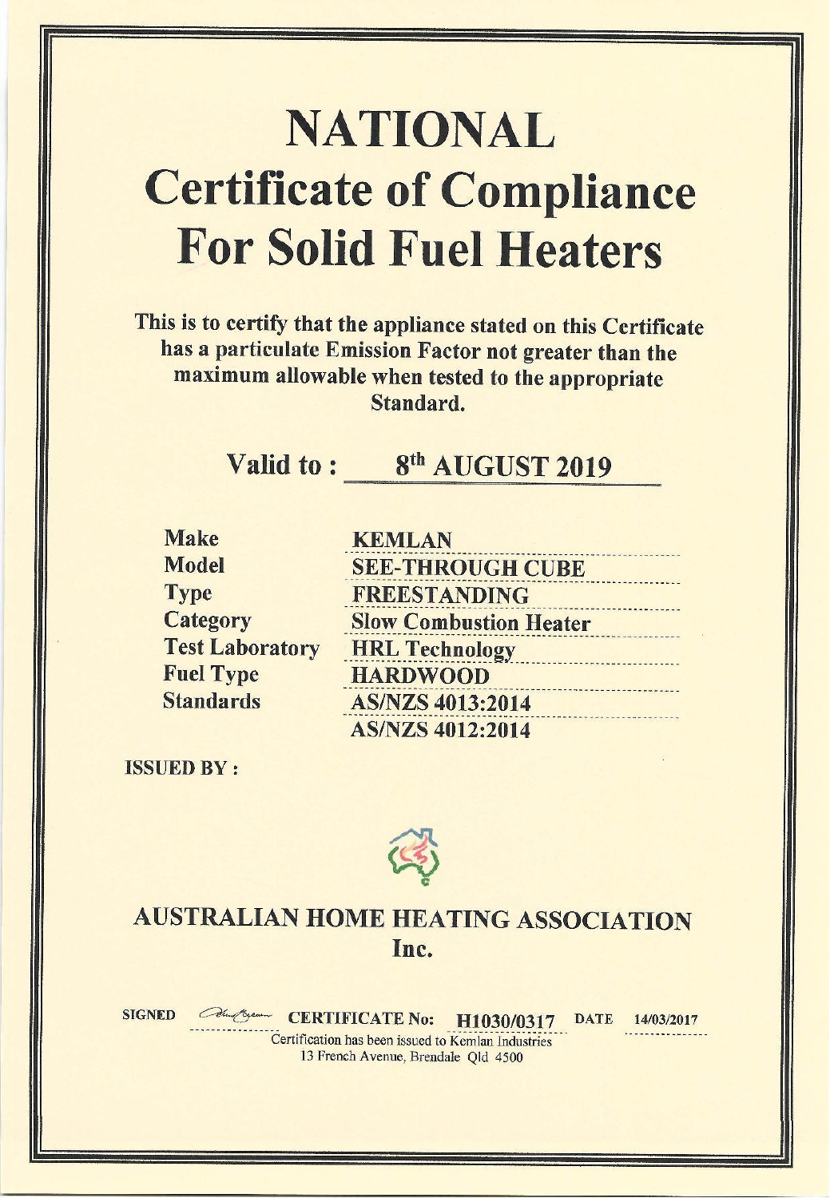# NATIONAL

# Certificate of Compliance For Solid Fuel Heaters

**This is to certify that the appliance stated on this Certificate has a particulate Emission Factor not greater than the maximum allowable when tested to the appropriate Standard.**

**Valid to : 8th AUGUST 2019**

| | |
|---|---|
| **Make** | **KEMLAN** |
| **Model** | **SEE-THROUGH CUBE** |
| **Type** | **FREESTANDING** |
| **Category** | **Slow Combustion Heater** |
| **Test Laboratory** | **HRL Technology** |
| **Fuel Type** | **HARDWOOD** |
| **Standards** | **AS/NZS 4013:2014** |
| | **AS/NZS 4012:2014** |

**ISSUED BY :**

## AUSTRALIAN HOME HEATING ASSOCIATION Inc.

**SIGNED** **CERTIFICATE No: H1030/0317** **DATE 14/03/2017**

Certification has been issued to Kemlan Industries
13 French Avenue, Brendale Qld 4500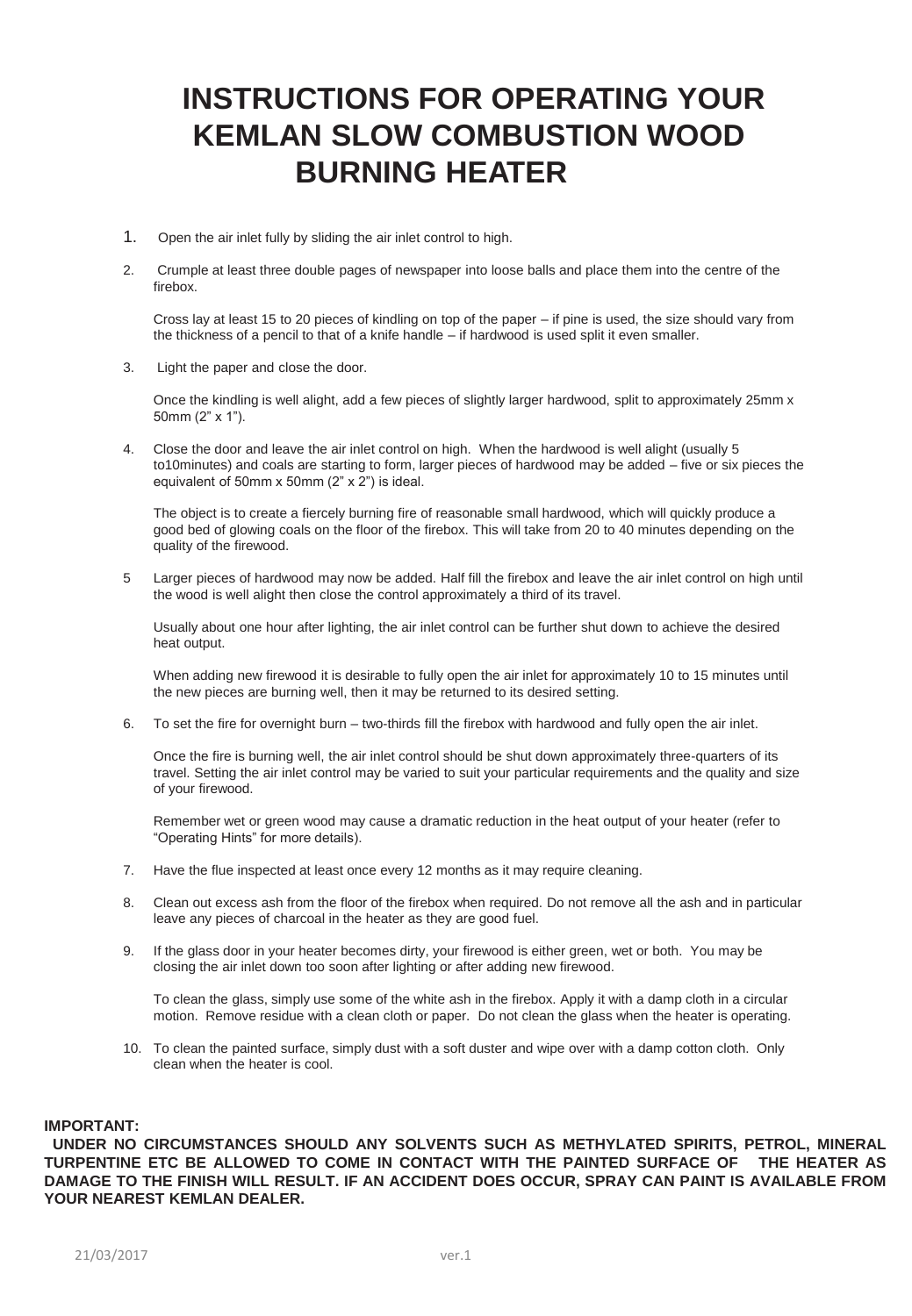# INSTRUCTIONS FOR OPERATING YOUR KEMLAN SLOW COMBUSTION WOOD BURNING HEATER

1. Open the air inlet fully by sliding the air inlet control to high.

2. Crumple at least three double pages of newspaper into loose balls and place them into the centre of the firebox.

   Cross lay at least 15 to 20 pieces of kindling on top of the paper – if pine is used, the size should vary from the thickness of a pencil to that of a knife handle – if hardwood is used split it even smaller.

3. Light the paper and close the door.

   Once the kindling is well alight, add a few pieces of slightly larger hardwood, split to approximately 25mm x 50mm (2" x 1").

4. Close the door and leave the air inlet control on high. When the hardwood is well alight (usually 5 to10minutes) and coals are starting to form, larger pieces of hardwood may be added – five or six pieces the equivalent of 50mm x 50mm (2" x 2") is ideal.

   The object is to create a fiercely burning fire of reasonable small hardwood, which will quickly produce a good bed of glowing coals on the floor of the firebox. This will take from 20 to 40 minutes depending on the quality of the firewood.

5. Larger pieces of hardwood may now be added. Half fill the firebox and leave the air inlet control on high until the wood is well alight then close the control approximately a third of its travel.

   Usually about one hour after lighting, the air inlet control can be further shut down to achieve the desired heat output.

   When adding new firewood it is desirable to fully open the air inlet for approximately 10 to 15 minutes until the new pieces are burning well, then it may be returned to its desired setting.

6. To set the fire for overnight burn – two-thirds fill the firebox with hardwood and fully open the air inlet.

   Once the fire is burning well, the air inlet control should be shut down approximately three-quarters of its travel. Setting the air inlet control may be varied to suit your particular requirements and the quality and size of your firewood.

   Remember wet or green wood may cause a dramatic reduction in the heat output of your heater (refer to "Operating Hints" for more details).

7. Have the flue inspected at least once every 12 months as it may require cleaning.

8. Clean out excess ash from the floor of the firebox when required. Do not remove all the ash and in particular leave any pieces of charcoal in the heater as they are good fuel.

9. If the glass door in your heater becomes dirty, your firewood is either green, wet or both. You may be closing the air inlet down too soon after lighting or after adding new firewood.

   To clean the glass, simply use some of the white ash in the firebox. Apply it with a damp cloth in a circular motion. Remove residue with a clean cloth or paper. Do not clean the glass when the heater is operating.

10. To clean the painted surface, simply dust with a soft duster and wipe over with a damp cotton cloth. Only clean when the heater is cool.

**IMPORTANT:**

**UNDER NO CIRCUMSTANCES SHOULD ANY SOLVENTS SUCH AS METHYLATED SPIRITS, PETROL, MINERAL TURPENTINE ETC BE ALLOWED TO COME IN CONTACT WITH THE PAINTED SURFACE OF THE HEATER AS DAMAGE TO THE FINISH WILL RESULT. IF AN ACCIDENT DOES OCCUR, SPRAY CAN PAINT IS AVAILABLE FROM YOUR NEAREST KEMLAN DEALER.**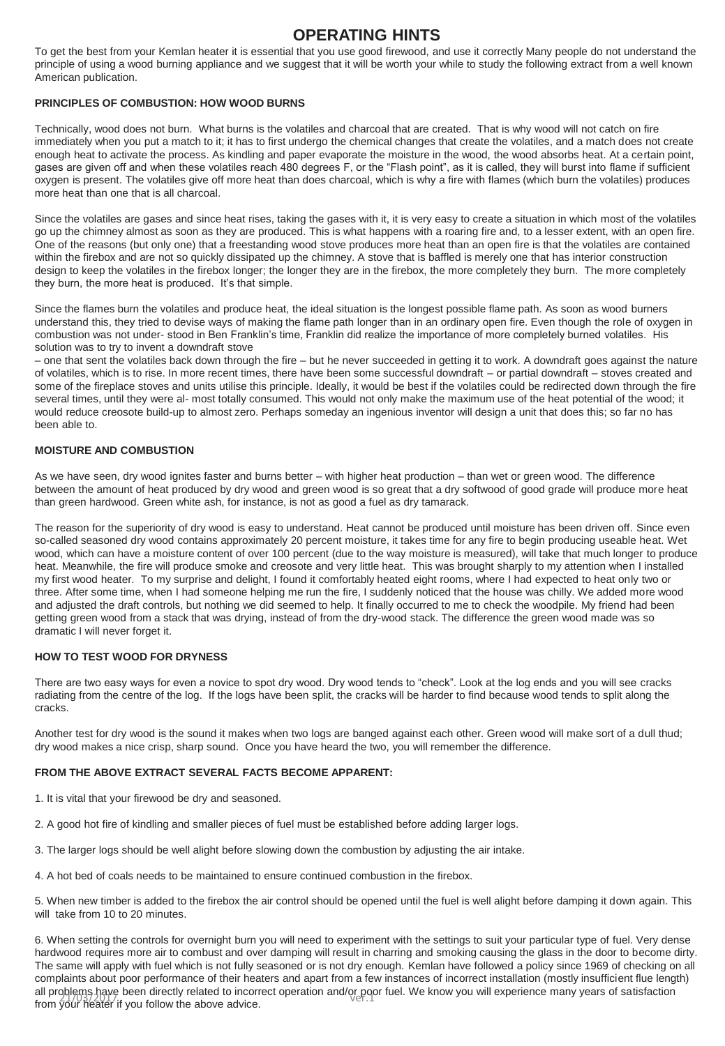# OPERATING HINTS

To get the best from your Kemlan heater it is essential that you use good firewood, and use it correctly Many people do not understand the principle of using a wood burning appliance and we suggest that it will be worth your while to study the following extract from a well known American publication.

### PRINCIPLES OF COMBUSTION: HOW WOOD BURNS

Technically, wood does not burn. What burns is the volatiles and charcoal that are created. That is why wood will not catch on fire immediately when you put a match to it; it has to first undergo the chemical changes that create the volatiles, and a match does not create enough heat to activate the process. As kindling and paper evaporate the moisture in the wood, the wood absorbs heat. At a certain point, gases are given off and when these volatiles reach 480 degrees F, or the "Flash point", as it is called, they will burst into flame if sufficient oxygen is present. The volatiles give off more heat than does charcoal, which is why a fire with flames (which burn the volatiles) produces more heat than one that is all charcoal.

Since the volatiles are gases and since heat rises, taking the gases with it, it is very easy to create a situation in which most of the volatiles go up the chimney almost as soon as they are produced. This is what happens with a roaring fire and, to a lesser extent, with an open fire. One of the reasons (but only one) that a freestanding wood stove produces more heat than an open fire is that the volatiles are contained within the firebox and are not so quickly dissipated up the chimney. A stove that is baffled is merely one that has interior construction design to keep the volatiles in the firebox longer; the longer they are in the firebox, the more completely they burn. The more completely they burn, the more heat is produced. It's that simple.

Since the flames burn the volatiles and produce heat, the ideal situation is the longest possible flame path. As soon as wood burners understand this, they tried to devise ways of making the flame path longer than in an ordinary open fire. Even though the role of oxygen in combustion was not under- stood in Ben Franklin's time, Franklin did realize the importance of more completely burned volatiles. His solution was to try to invent a downdraft stove

– one that sent the volatiles back down through the fire – but he never succeeded in getting it to work. A downdraft goes against the nature of volatiles, which is to rise. In more recent times, there have been some successful downdraft – or partial downdraft – stoves created and some of the fireplace stoves and units utilise this principle. Ideally, it would be best if the volatiles could be redirected down through the fire several times, until they were al- most totally consumed. This would not only make the maximum use of the heat potential of the wood; it would reduce creosote build-up to almost zero. Perhaps someday an ingenious inventor will design a unit that does this; so far no has been able to.

### MOISTURE AND COMBUSTION

As we have seen, dry wood ignites faster and burns better – with higher heat production – than wet or green wood. The difference between the amount of heat produced by dry wood and green wood is so great that a dry softwood of good grade will produce more heat than green hardwood. Green white ash, for instance, is not as good a fuel as dry tamarack.

The reason for the superiority of dry wood is easy to understand. Heat cannot be produced until moisture has been driven off. Since even so-called seasoned dry wood contains approximately 20 percent moisture, it takes time for any fire to begin producing useable heat. Wet wood, which can have a moisture content of over 100 percent (due to the way moisture is measured), will take that much longer to produce heat. Meanwhile, the fire will produce smoke and creosote and very little heat. This was brought sharply to my attention when I installed my first wood heater. To my surprise and delight, I found it comfortably heated eight rooms, where I had expected to heat only two or three. After some time, when I had someone helping me run the fire, I suddenly noticed that the house was chilly. We added more wood and adjusted the draft controls, but nothing we did seemed to help. It finally occurred to me to check the woodpile. My friend had been getting green wood from a stack that was drying, instead of from the dry-wood stack. The difference the green wood made was so dramatic I will never forget it.

### HOW TO TEST WOOD FOR DRYNESS

There are two easy ways for even a novice to spot dry wood. Dry wood tends to "check". Look at the log ends and you will see cracks radiating from the centre of the log. If the logs have been split, the cracks will be harder to find because wood tends to split along the cracks.

Another test for dry wood is the sound it makes when two logs are banged against each other. Green wood will make sort of a dull thud; dry wood makes a nice crisp, sharp sound. Once you have heard the two, you will remember the difference.

### FROM THE ABOVE EXTRACT SEVERAL FACTS BECOME APPARENT:

1. It is vital that your firewood be dry and seasoned.

2. A good hot fire of kindling and smaller pieces of fuel must be established before adding larger logs.

3. The larger logs should be well alight before slowing down the combustion by adjusting the air intake.

4. A hot bed of coals needs to be maintained to ensure continued combustion in the firebox.

5. When new timber is added to the firebox the air control should be opened until the fuel is well alight before damping it down again. This will take from 10 to 20 minutes.

6. When setting the controls for overnight burn you will need to experiment with the settings to suit your particular type of fuel. Very dense hardwood requires more air to combust and over damping will result in charring and smoking causing the glass in the door to become dirty. The same will apply with fuel which is not fully seasoned or is not dry enough. Kemlan have followed a policy since 1969 of checking on all complaints about poor performance of their heaters and apart from a few instances of incorrect installation (mostly insufficient flue length) all problems have been directly related to incorrect operation and/or poor fuel. We know you will experience many years of satisfaction from your heater if you follow the above advice.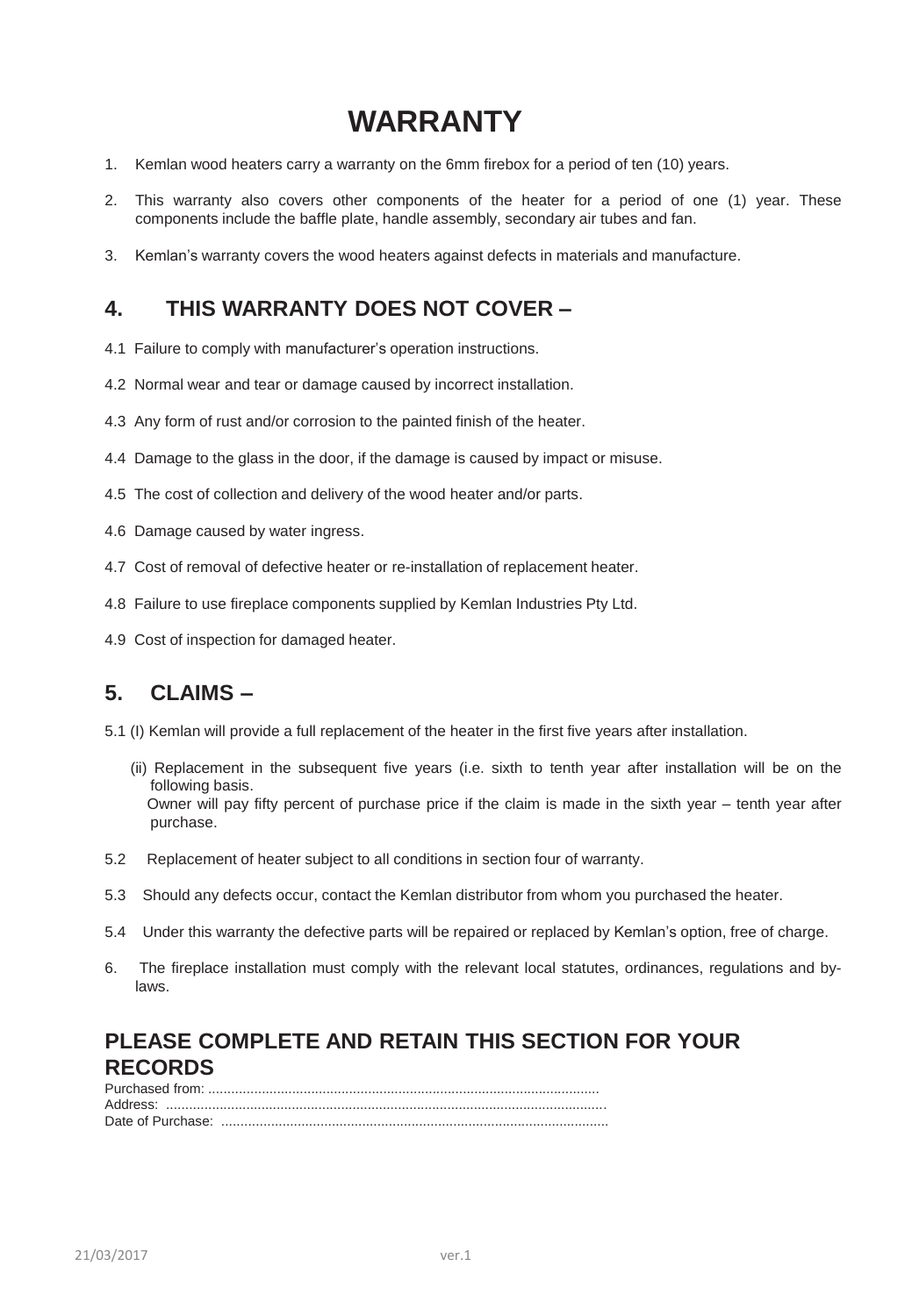# WARRANTY

1. Kemlan wood heaters carry a warranty on the 6mm firebox for a period of ten (10) years.
2. This warranty also covers other components of the heater for a period of one (1) year. These components include the baffle plate, handle assembly, secondary air tubes and fan.
3. Kemlan's warranty covers the wood heaters against defects in materials and manufacture.

## 4. THIS WARRANTY DOES NOT COVER –

4.1 Failure to comply with manufacturer's operation instructions.

4.2 Normal wear and tear or damage caused by incorrect installation.

4.3 Any form of rust and/or corrosion to the painted finish of the heater.

4.4 Damage to the glass in the door, if the damage is caused by impact or misuse.

4.5 The cost of collection and delivery of the wood heater and/or parts.

4.6 Damage caused by water ingress.

4.7 Cost of removal of defective heater or re-installation of replacement heater.

4.8 Failure to use fireplace components supplied by Kemlan Industries Pty Ltd.

4.9 Cost of inspection for damaged heater.

## 5. CLAIMS –

5.1 (I) Kemlan will provide a full replacement of the heater in the first five years after installation.

(ii) Replacement in the subsequent five years (i.e. sixth to tenth year after installation will be on the following basis.
Owner will pay fifty percent of purchase price if the claim is made in the sixth year – tenth year after purchase.

5.2 Replacement of heater subject to all conditions in section four of warranty.

5.3 Should any defects occur, contact the Kemlan distributor from whom you purchased the heater.

5.4 Under this warranty the defective parts will be repaired or replaced by Kemlan's option, free of charge.

6. The fireplace installation must comply with the relevant local statutes, ordinances, regulations and by-laws.

## PLEASE COMPLETE AND RETAIN THIS SECTION FOR YOUR RECORDS

Purchased from: ......................................................................................................

Address: ..................................................................................................................

Date of Purchase: .....................................................................................................

21/03/2017 ver.1